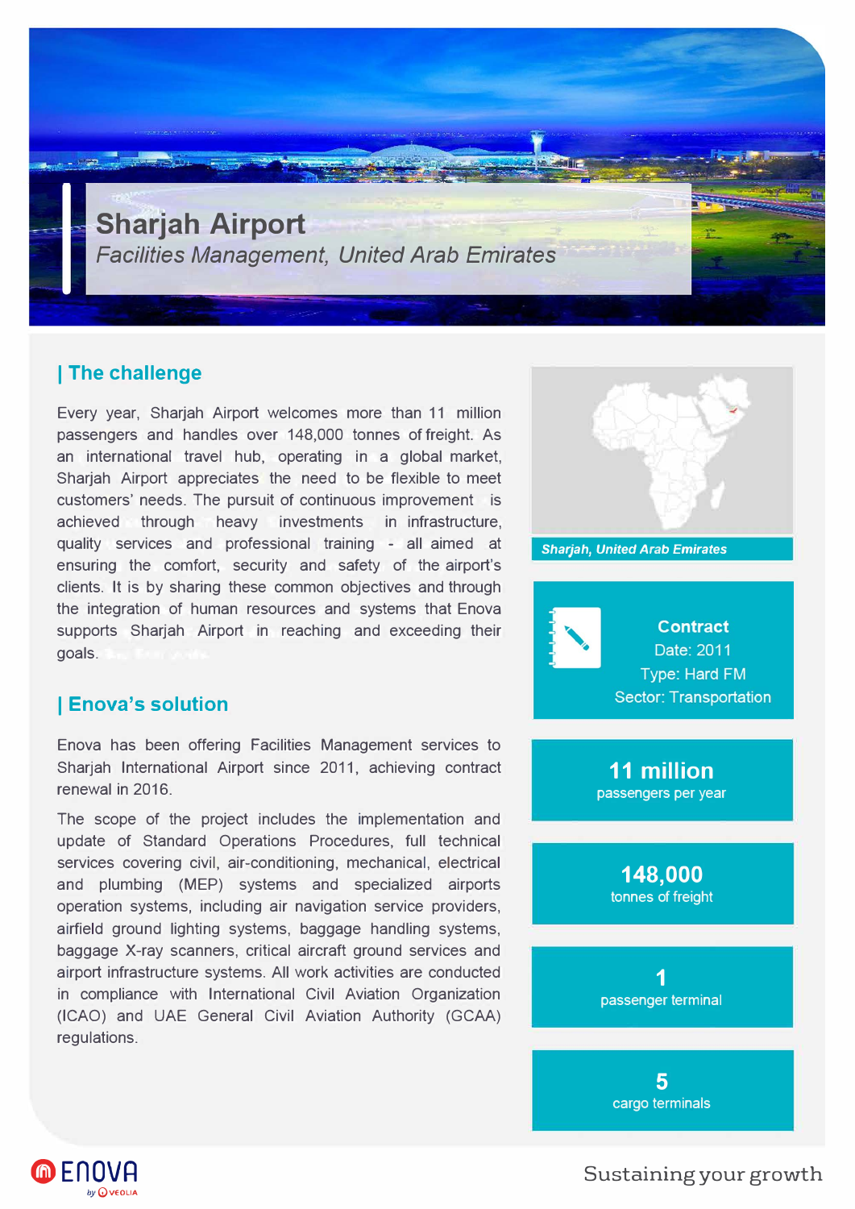# Sharjah Airport

*Facilities Management, United Arab Emirates*

## | The challenge

Every year, Sharjah Airport welcomes more than 11 million passengers and handles over 148,000 tonnes of freight. As an international travel hub, operating in a global market, Sharjah Airport appreciates the need to be flexible to meet customers' needs. The pursuit of continuous improvement is achieved through heavy investments in infrastructure, quality services and professional training - all aimed at ensuring the comfort, security and safety of the airport's clients. It is by sharing these common objectives and through the integration of human resources and systems that Enova supports Sharjah Airport in reaching and exceeding their goals.

## | Enova's solution

Enova has been offering Facilities Management services to Sharjah International Airport since 2011, achieving contract renewal in 2016.

The scope of the project includes the implementation and update of Standard Operations Procedures, full technical services covering civil, air-conditioning, mechanical, electrical and plumbing (MEP) systems and specialized airports operation systems, including air navigation service providers, airfield ground lighting systems, baggage handling systems, baggage X-ray scanners, critical aircraft ground services and airport infrastructure systems. All work activities are conducted in compliance with International Civil Aviation Organization (ICAO) and UAE General Civil Aviation Authority (GCAA) regulations.

***Sharjah, United Arab Emirates***

**Contract**
Date: 2011
Type: Hard FM
Sector: Transportation

**11 million**
passengers per year

**148,000**
tonnes of freight

**1**
passenger terminal

**5**
cargo terminals

Sustaining your growth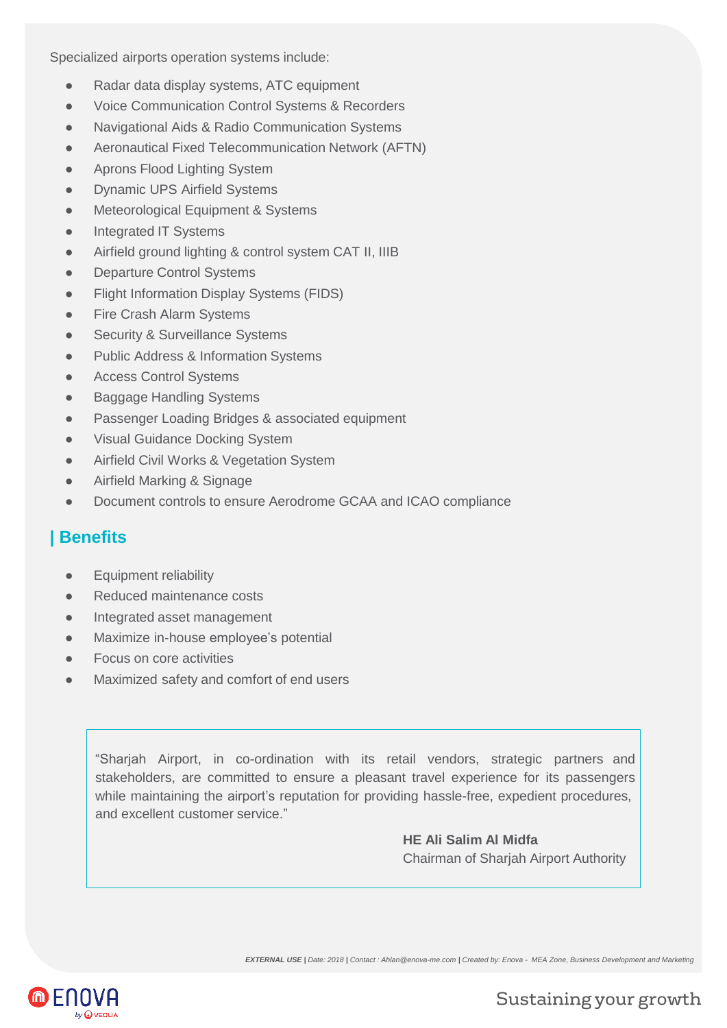Specialized airports operation systems include:

- Radar data display systems, ATC equipment
- Voice Communication Control Systems & Recorders
- Navigational Aids & Radio Communication Systems
- Aeronautical Fixed Telecommunication Network (AFTN)
- Aprons Flood Lighting System
- Dynamic UPS Airfield Systems
- Meteorological Equipment & Systems
- Integrated IT Systems
- Airfield ground lighting & control system CAT II, IIIB
- Departure Control Systems
- Flight Information Display Systems (FIDS)
- Fire Crash Alarm Systems
- Security & Surveillance Systems
- Public Address & Information Systems
- Access Control Systems
- Baggage Handling Systems
- Passenger Loading Bridges & associated equipment
- Visual Guidance Docking System
- Airfield Civil Works & Vegetation System
- Airfield Marking & Signage
- Document controls to ensure Aerodrome GCAA and ICAO compliance

## | Benefits

- Equipment reliability
- Reduced maintenance costs
- Integrated asset management
- Maximize in-house employee's potential
- Focus on core activities
- Maximized safety and comfort of end users

> "Sharjah Airport, in co-ordination with its retail vendors, strategic partners and stakeholders, are committed to ensure a pleasant travel experience for its passengers while maintaining the airport's reputation for providing hassle-free, expedient procedures, and excellent customer service."
>
> **HE Ali Salim Al Midfa**
> Chairman of Sharjah Airport Authority

***EXTERNAL USE** | Date: 2018 | Contact : Ahlan@enova-me.com | Created by: Enova - MEA Zone, Business Development and Marketing*

ENOVA by VEOLIA

Sustaining your growth